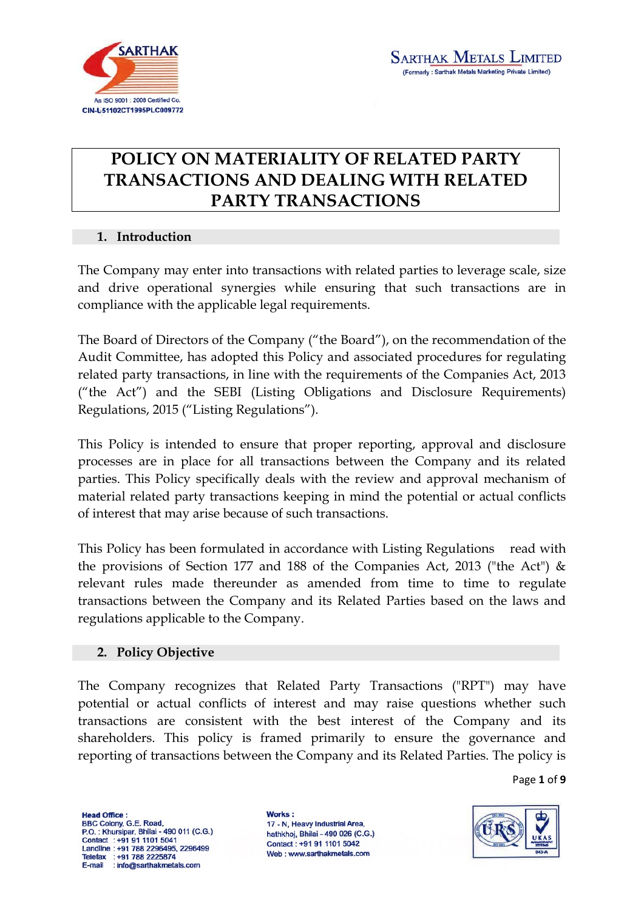# POLICY ON MATERIALITY OF RELATED PARTY TRANSACTIONS AND DEALING WITH RELATED PARTY TRANSACTIONS

## 1. Introduction

The Company may enter into transactions with related parties to leverage scale, size and drive operational synergies while ensuring that such transactions are in compliance with the applicable legal requirements.

The Board of Directors of the Company ("the Board"), on the recommendation of the Audit Committee, has adopted this Policy and associated procedures for regulating related party transactions, in line with the requirements of the Companies Act, 2013 ("the Act") and the SEBI (Listing Obligations and Disclosure Requirements) Regulations, 2015 ("Listing Regulations").

This Policy is intended to ensure that proper reporting, approval and disclosure processes are in place for all transactions between the Company and its related parties. This Policy specifically deals with the review and approval mechanism of material related party transactions keeping in mind the potential or actual conflicts of interest that may arise because of such transactions.

This Policy has been formulated in accordance with Listing Regulations read with the provisions of Section 177 and 188 of the Companies Act, 2013 ("the Act") & relevant rules made thereunder as amended from time to time to regulate transactions between the Company and its Related Parties based on the laws and regulations applicable to the Company.

## 2. Policy Objective

The Company recognizes that Related Party Transactions ("RPT") may have potential or actual conflicts of interest and may raise questions whether such transactions are consistent with the best interest of the Company and its shareholders. This policy is framed primarily to ensure the governance and reporting of transactions between the Company and its Related Parties. The policy is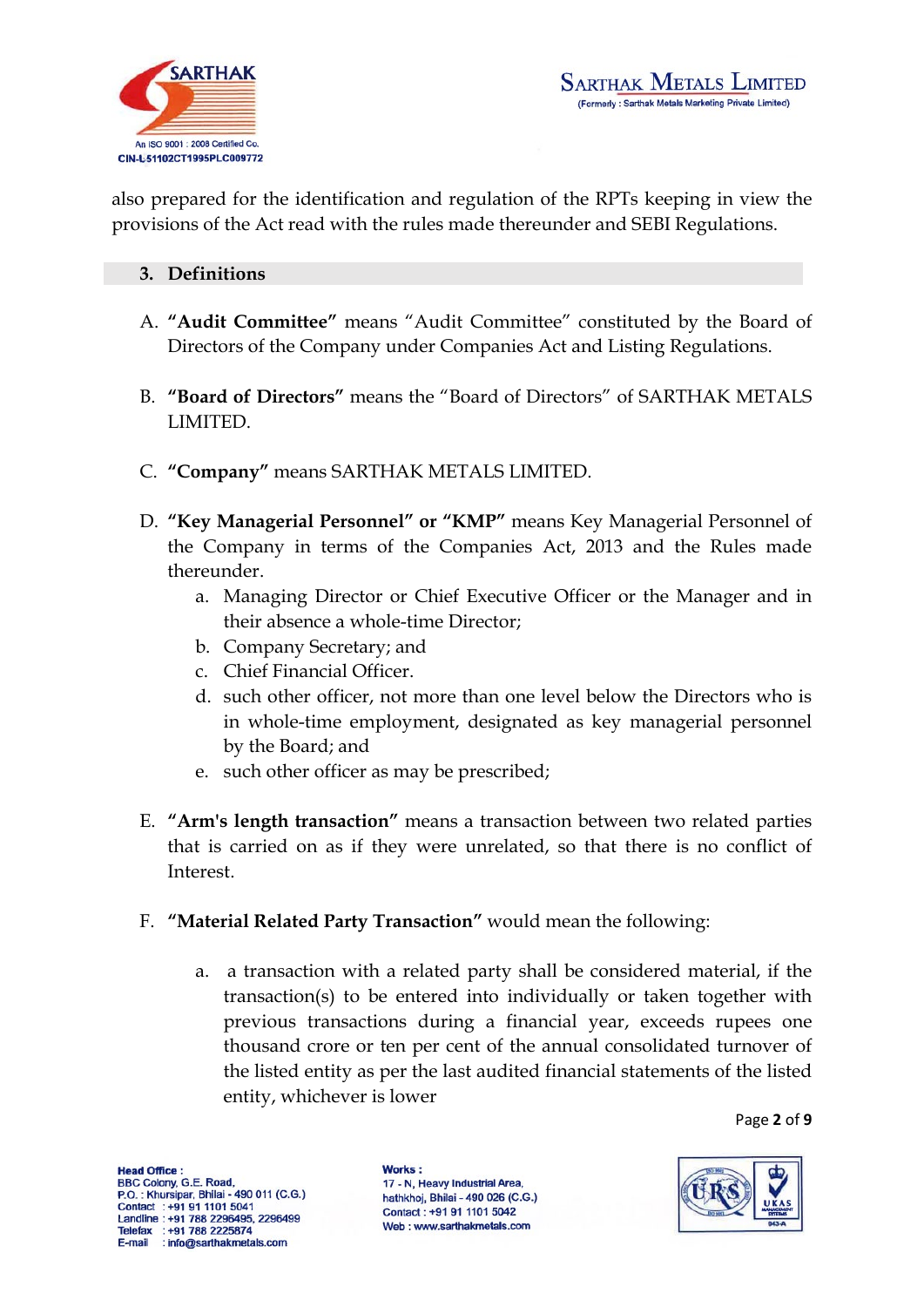also prepared for the identification and regulation of the RPTs keeping in view the provisions of the Act read with the rules made thereunder and SEBI Regulations.

## 3. Definitions

A. **"Audit Committee"** means "Audit Committee" constituted by the Board of Directors of the Company under Companies Act and Listing Regulations.

B. **"Board of Directors"** means the "Board of Directors" of SARTHAK METALS LIMITED.

C. **"Company"** means SARTHAK METALS LIMITED.

D. **"Key Managerial Personnel" or "KMP"** means Key Managerial Personnel of the Company in terms of the Companies Act, 2013 and the Rules made thereunder.
   a. Managing Director or Chief Executive Officer or the Manager and in their absence a whole-time Director;
   b. Company Secretary; and
   c. Chief Financial Officer.
   d. such other officer, not more than one level below the Directors who is in whole-time employment, designated as key managerial personnel by the Board; and
   e. such other officer as may be prescribed;

E. **"Arm's length transaction"** means a transaction between two related parties that is carried on as if they were unrelated, so that there is no conflict of Interest.

F. **"Material Related Party Transaction"** would mean the following:

   a. a transaction with a related party shall be considered material, if the transaction(s) to be entered into individually or taken together with previous transactions during a financial year, exceeds rupees one thousand crore or ten per cent of the annual consolidated turnover of the listed entity as per the last audited financial statements of the listed entity, whichever is lower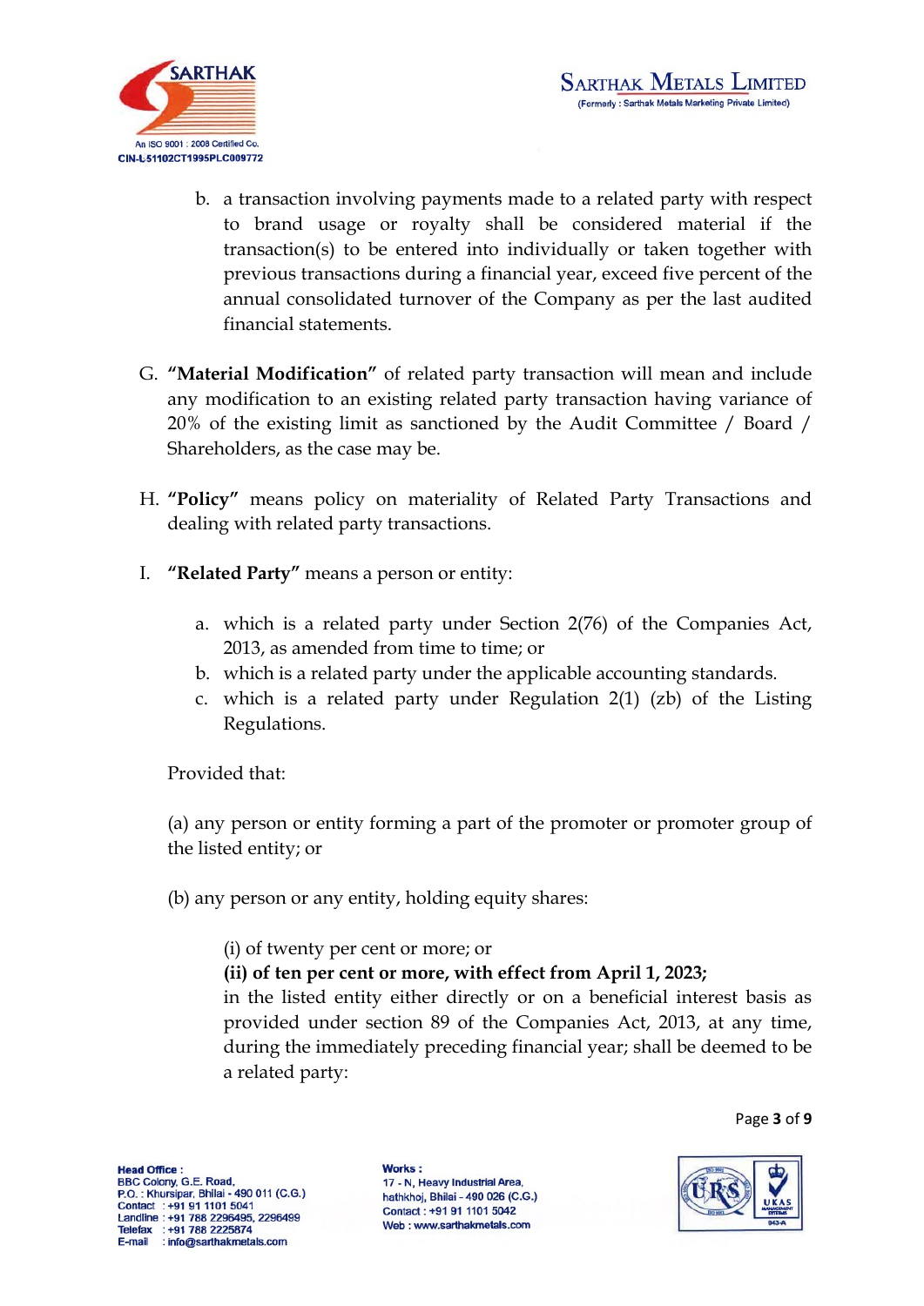b. a transaction involving payments made to a related party with respect to brand usage or royalty shall be considered material if the transaction(s) to be entered into individually or taken together with previous transactions during a financial year, exceed five percent of the annual consolidated turnover of the Company as per the last audited financial statements.

G. **"Material Modification"** of related party transaction will mean and include any modification to an existing related party transaction having variance of 20% of the existing limit as sanctioned by the Audit Committee / Board / Shareholders, as the case may be.

H. **"Policy"** means policy on materiality of Related Party Transactions and dealing with related party transactions.

I. **"Related Party"** means a person or entity:

   a. which is a related party under Section 2(76) of the Companies Act, 2013, as amended from time to time; or
   b. which is a related party under the applicable accounting standards.
   c. which is a related party under Regulation 2(1) (zb) of the Listing Regulations.

   Provided that:

   (a) any person or entity forming a part of the promoter or promoter group of the listed entity; or

   (b) any person or any entity, holding equity shares:

      (i) of twenty per cent or more; or
      **(ii) of ten per cent or more, with effect from April 1, 2023;**
      in the listed entity either directly or on a beneficial interest basis as provided under section 89 of the Companies Act, 2013, at any time, during the immediately preceding financial year; shall be deemed to be a related party: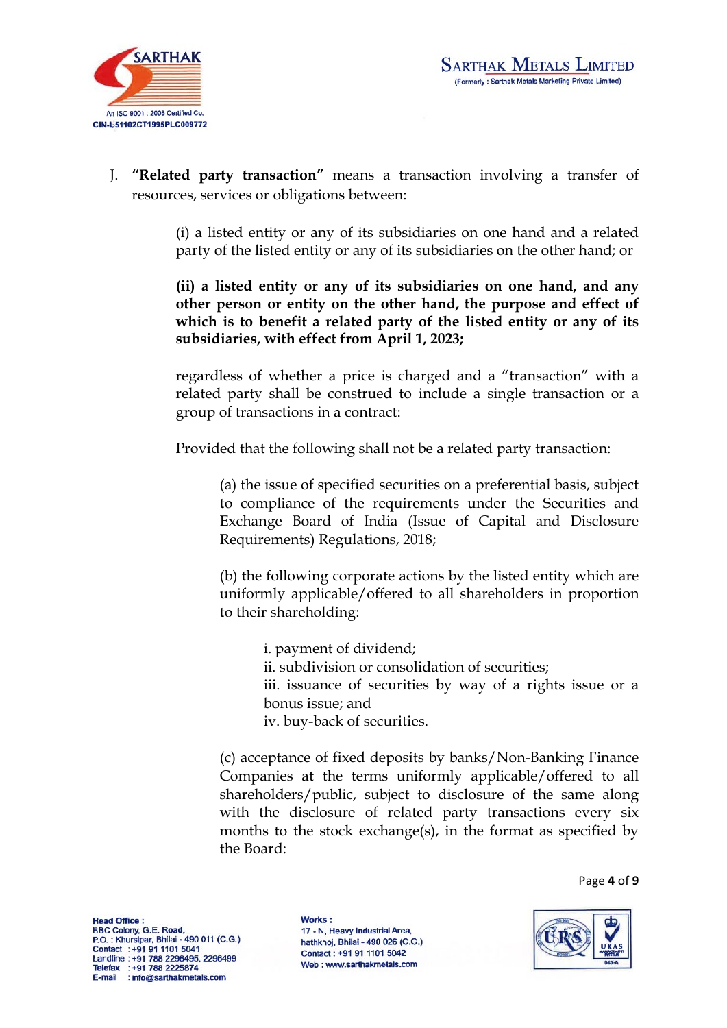J. **"Related party transaction"** means a transaction involving a transfer of resources, services or obligations between:

(i) a listed entity or any of its subsidiaries on one hand and a related party of the listed entity or any of its subsidiaries on the other hand; or

**(ii) a listed entity or any of its subsidiaries on one hand, and any other person or entity on the other hand, the purpose and effect of which is to benefit a related party of the listed entity or any of its subsidiaries, with effect from April 1, 2023;**

regardless of whether a price is charged and a "transaction" with a related party shall be construed to include a single transaction or a group of transactions in a contract:

Provided that the following shall not be a related party transaction:

(a) the issue of specified securities on a preferential basis, subject to compliance of the requirements under the Securities and Exchange Board of India (Issue of Capital and Disclosure Requirements) Regulations, 2018;

(b) the following corporate actions by the listed entity which are uniformly applicable/offered to all shareholders in proportion to their shareholding:

i. payment of dividend;
ii. subdivision or consolidation of securities;
iii. issuance of securities by way of a rights issue or a bonus issue; and
iv. buy-back of securities.

(c) acceptance of fixed deposits by banks/Non-Banking Finance Companies at the terms uniformly applicable/offered to all shareholders/public, subject to disclosure of the same along with the disclosure of related party transactions every six months to the stock exchange(s), in the format as specified by the Board: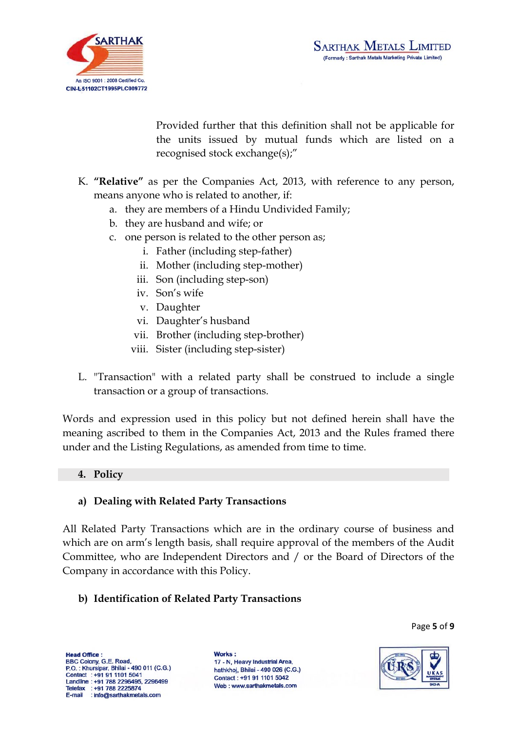Provided further that this definition shall not be applicable for the units issued by mutual funds which are listed on a recognised stock exchange(s);"

K. **"Relative"** as per the Companies Act, 2013, with reference to any person, means anyone who is related to another, if:
   a. they are members of a Hindu Undivided Family;
   b. they are husband and wife; or
   c. one person is related to the other person as;
      i. Father (including step-father)
      ii. Mother (including step-mother)
      iii. Son (including step-son)
      iv. Son's wife
      v. Daughter
      vi. Daughter's husband
      vii. Brother (including step-brother)
      viii. Sister (including step-sister)

L. "Transaction" with a related party shall be construed to include a single transaction or a group of transactions.

Words and expression used in this policy but not defined herein shall have the meaning ascribed to them in the Companies Act, 2013 and the Rules framed there under and the Listing Regulations, as amended from time to time.

## 4. Policy

### a) Dealing with Related Party Transactions

All Related Party Transactions which are in the ordinary course of business and which are on arm's length basis, shall require approval of the members of the Audit Committee, who are Independent Directors and / or the Board of Directors of the Company in accordance with this Policy.

### b) Identification of Related Party Transactions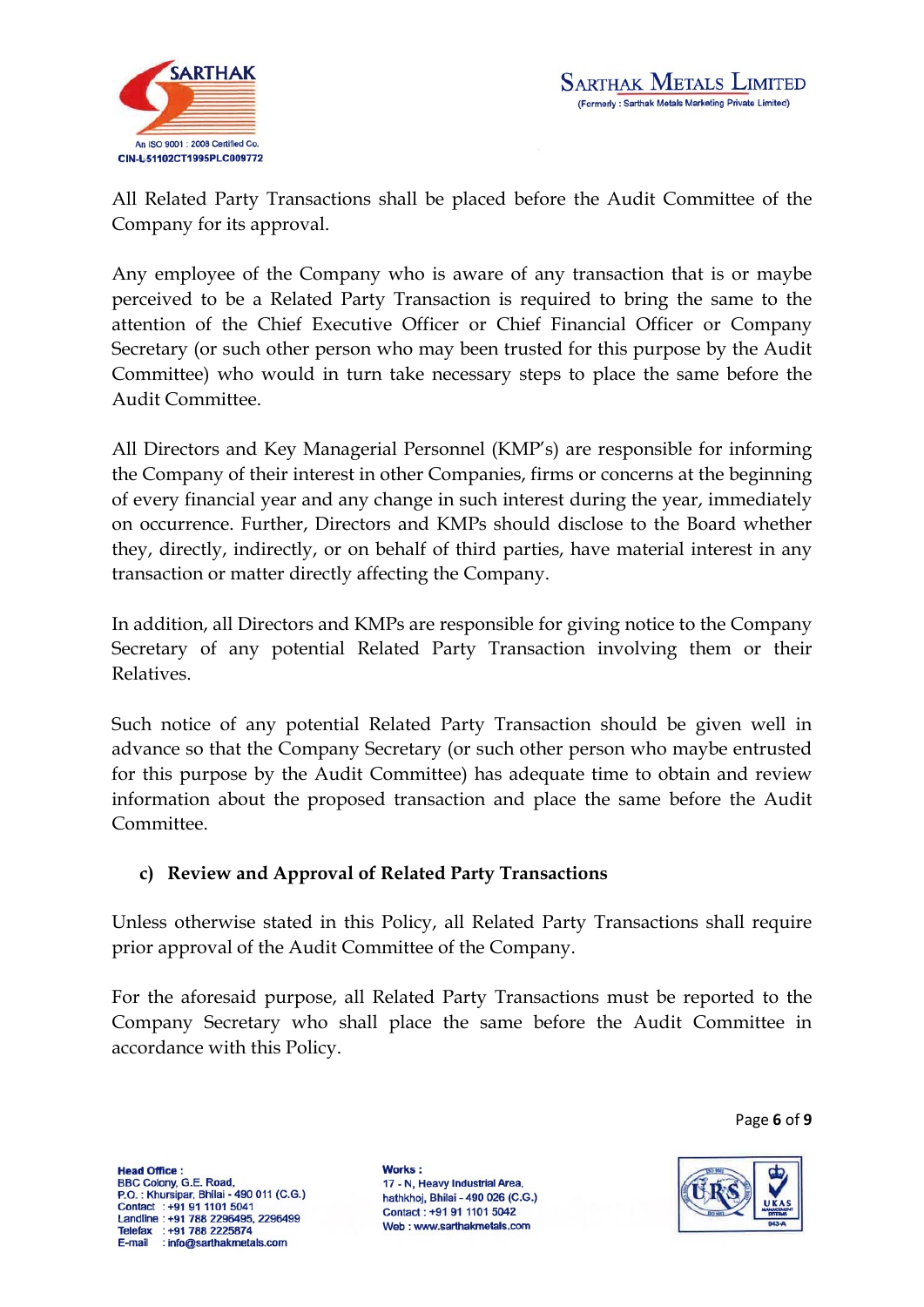All Related Party Transactions shall be placed before the Audit Committee of the Company for its approval.

Any employee of the Company who is aware of any transaction that is or maybe perceived to be a Related Party Transaction is required to bring the same to the attention of the Chief Executive Officer or Chief Financial Officer or Company Secretary (or such other person who may been trusted for this purpose by the Audit Committee) who would in turn take necessary steps to place the same before the Audit Committee.

All Directors and Key Managerial Personnel (KMP's) are responsible for informing the Company of their interest in other Companies, firms or concerns at the beginning of every financial year and any change in such interest during the year, immediately on occurrence. Further, Directors and KMPs should disclose to the Board whether they, directly, indirectly, or on behalf of third parties, have material interest in any transaction or matter directly affecting the Company.

In addition, all Directors and KMPs are responsible for giving notice to the Company Secretary of any potential Related Party Transaction involving them or their Relatives.

Such notice of any potential Related Party Transaction should be given well in advance so that the Company Secretary (or such other person who maybe entrusted for this purpose by the Audit Committee) has adequate time to obtain and review information about the proposed transaction and place the same before the Audit Committee.

**c) Review and Approval of Related Party Transactions**

Unless otherwise stated in this Policy, all Related Party Transactions shall require prior approval of the Audit Committee of the Company.

For the aforesaid purpose, all Related Party Transactions must be reported to the Company Secretary who shall place the same before the Audit Committee in accordance with this Policy.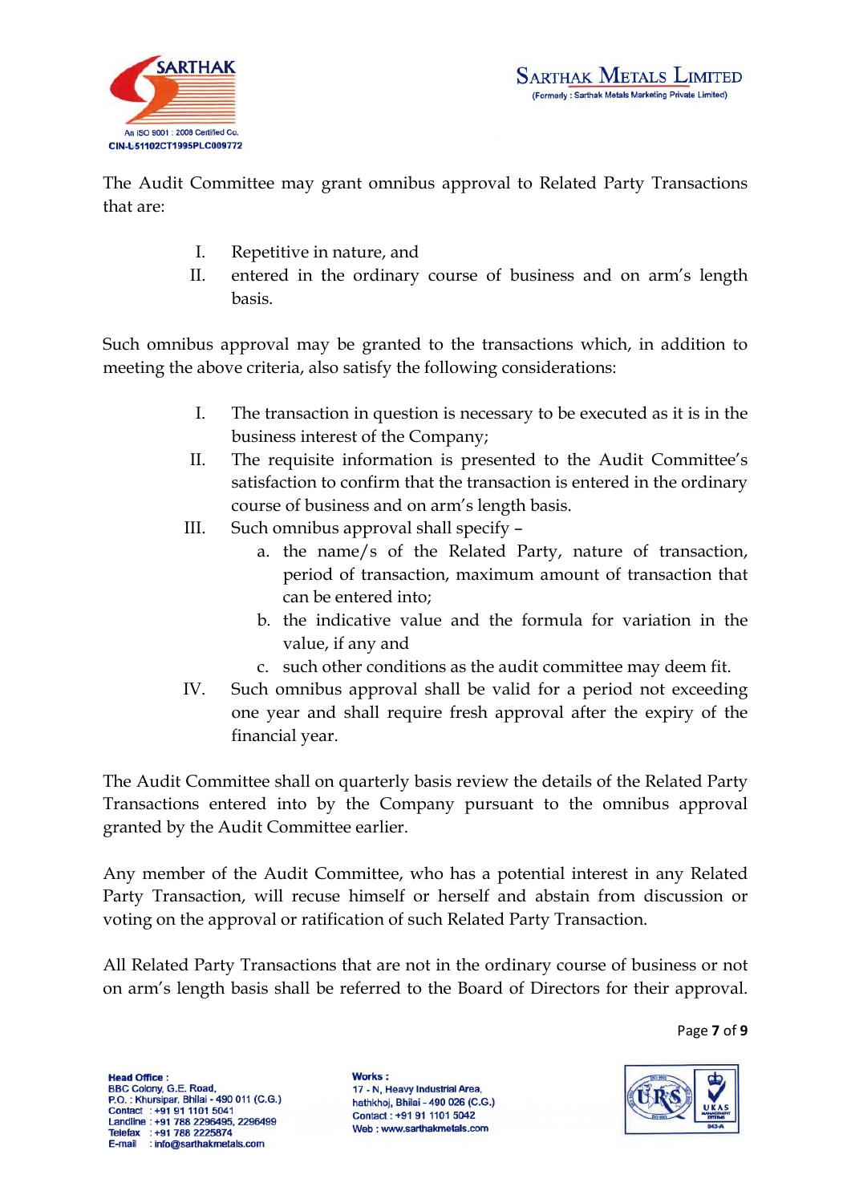The Audit Committee may grant omnibus approval to Related Party Transactions that are:

I. Repetitive in nature, and
II. entered in the ordinary course of business and on arm's length basis.

Such omnibus approval may be granted to the transactions which, in addition to meeting the above criteria, also satisfy the following considerations:

I. The transaction in question is necessary to be executed as it is in the business interest of the Company;
II. The requisite information is presented to the Audit Committee's satisfaction to confirm that the transaction is entered in the ordinary course of business and on arm's length basis.
III. Such omnibus approval shall specify –
   a. the name/s of the Related Party, nature of transaction, period of transaction, maximum amount of transaction that can be entered into;
   b. the indicative value and the formula for variation in the value, if any and
   c. such other conditions as the audit committee may deem fit.
IV. Such omnibus approval shall be valid for a period not exceeding one year and shall require fresh approval after the expiry of the financial year.

The Audit Committee shall on quarterly basis review the details of the Related Party Transactions entered into by the Company pursuant to the omnibus approval granted by the Audit Committee earlier.

Any member of the Audit Committee, who has a potential interest in any Related Party Transaction, will recuse himself or herself and abstain from discussion or voting on the approval or ratification of such Related Party Transaction.

All Related Party Transactions that are not in the ordinary course of business or not on arm's length basis shall be referred to the Board of Directors for their approval.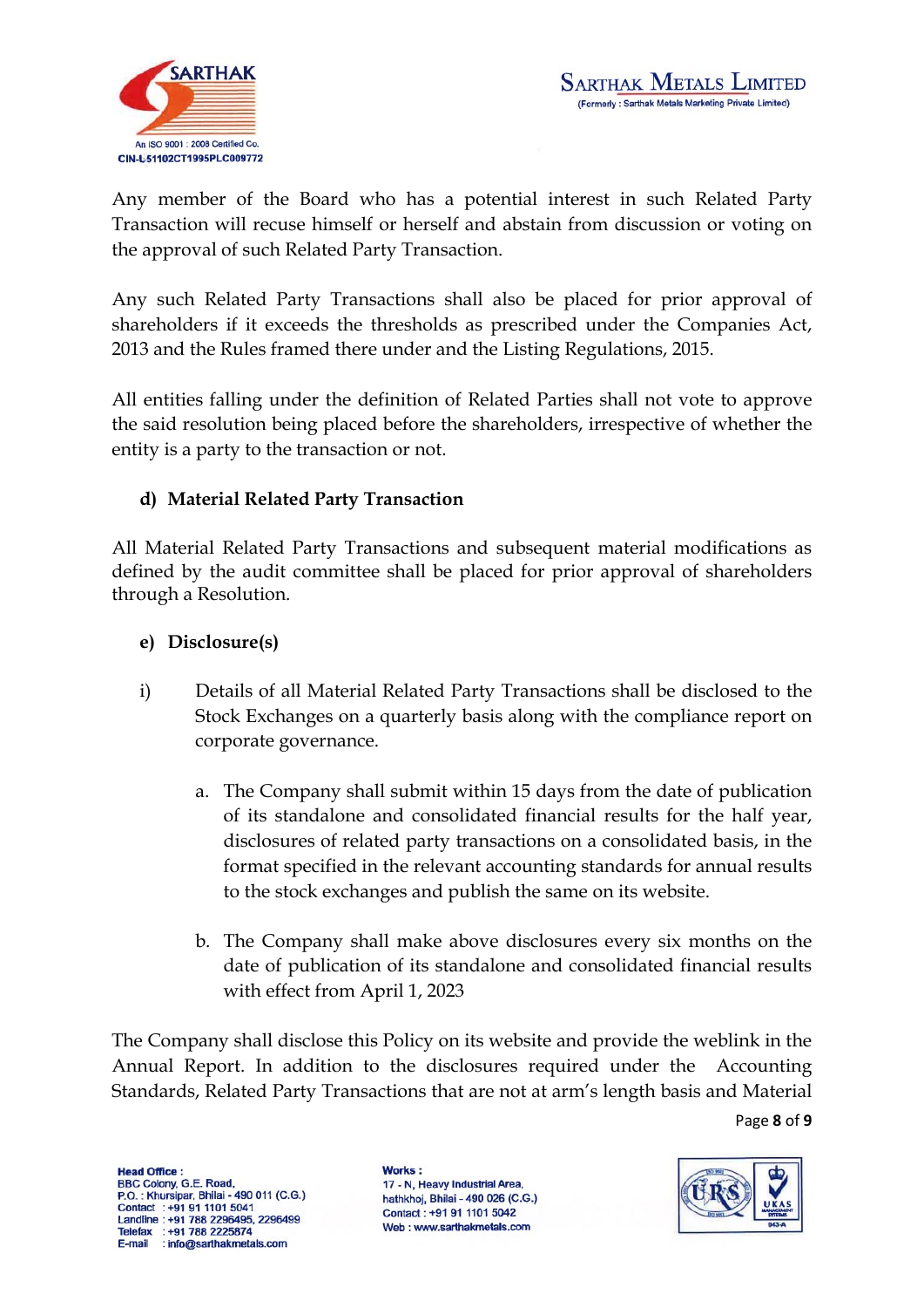Any member of the Board who has a potential interest in such Related Party Transaction will recuse himself or herself and abstain from discussion or voting on the approval of such Related Party Transaction.

Any such Related Party Transactions shall also be placed for prior approval of shareholders if it exceeds the thresholds as prescribed under the Companies Act, 2013 and the Rules framed there under and the Listing Regulations, 2015.

All entities falling under the definition of Related Parties shall not vote to approve the said resolution being placed before the shareholders, irrespective of whether the entity is a party to the transaction or not.

**d) Material Related Party Transaction**

All Material Related Party Transactions and subsequent material modifications as defined by the audit committee shall be placed for prior approval of shareholders through a Resolution.

**e) Disclosure(s)**

i) Details of all Material Related Party Transactions shall be disclosed to the Stock Exchanges on a quarterly basis along with the compliance report on corporate governance.

   a. The Company shall submit within 15 days from the date of publication of its standalone and consolidated financial results for the half year, disclosures of related party transactions on a consolidated basis, in the format specified in the relevant accounting standards for annual results to the stock exchanges and publish the same on its website.

   b. The Company shall make above disclosures every six months on the date of publication of its standalone and consolidated financial results with effect from April 1, 2023

The Company shall disclose this Policy on its website and provide the weblink in the Annual Report. In addition to the disclosures required under the Accounting Standards, Related Party Transactions that are not at arm's length basis and Material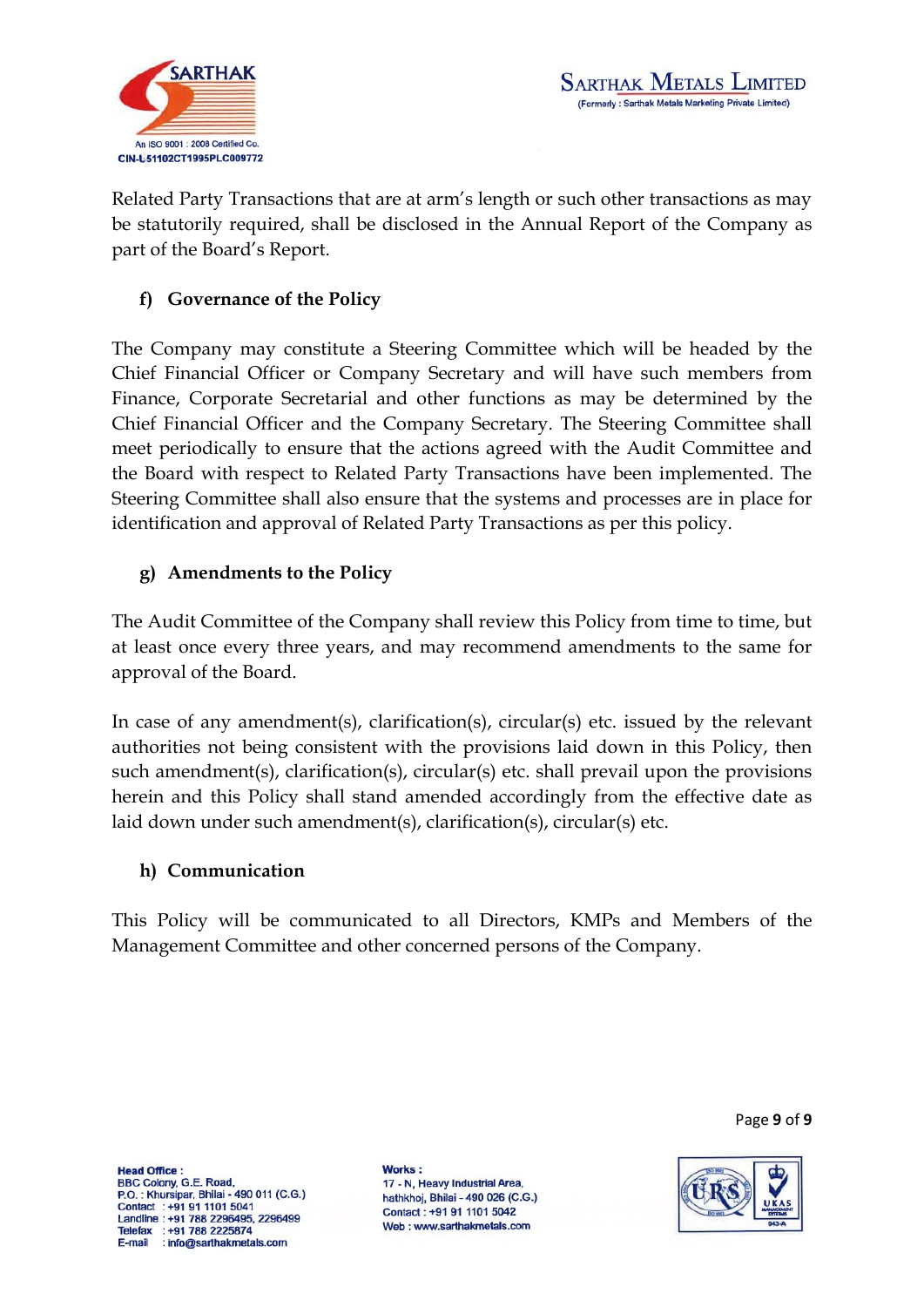Related Party Transactions that are at arm's length or such other transactions as may be statutorily required, shall be disclosed in the Annual Report of the Company as part of the Board's Report.

**f) Governance of the Policy**

The Company may constitute a Steering Committee which will be headed by the Chief Financial Officer or Company Secretary and will have such members from Finance, Corporate Secretarial and other functions as may be determined by the Chief Financial Officer and the Company Secretary. The Steering Committee shall meet periodically to ensure that the actions agreed with the Audit Committee and the Board with respect to Related Party Transactions have been implemented. The Steering Committee shall also ensure that the systems and processes are in place for identification and approval of Related Party Transactions as per this policy.

**g) Amendments to the Policy**

The Audit Committee of the Company shall review this Policy from time to time, but at least once every three years, and may recommend amendments to the same for approval of the Board.

In case of any amendment(s), clarification(s), circular(s) etc. issued by the relevant authorities not being consistent with the provisions laid down in this Policy, then such amendment(s), clarification(s), circular(s) etc. shall prevail upon the provisions herein and this Policy shall stand amended accordingly from the effective date as laid down under such amendment(s), clarification(s), circular(s) etc.

**h) Communication**

This Policy will be communicated to all Directors, KMPs and Members of the Management Committee and other concerned persons of the Company.